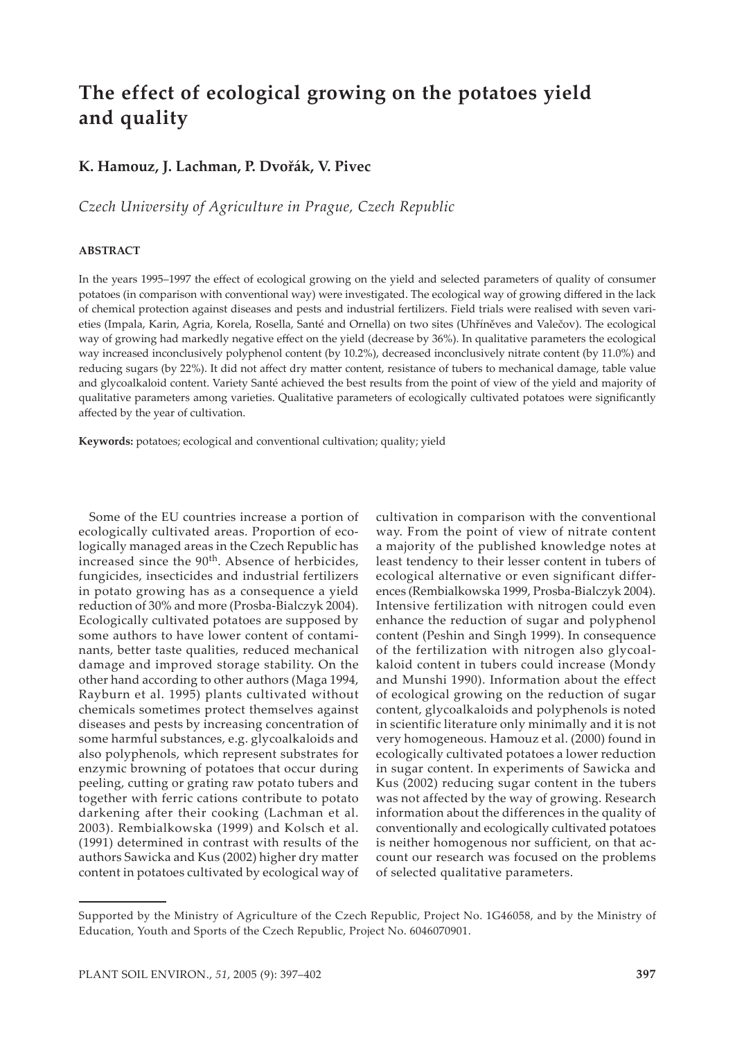# The effect of ecological growing on the potatoes yield and quality

**K. Hamouz, J. Lachman, P. Dvořák, V. Pivec**

*Czech University of Agriculture in Prague, Czech Republic*

## ABSTRACT

In the years 1995–1997 the effect of ecological growing on the yield and selected parameters of quality of consumer potatoes (in comparison with conventional way) were investigated. The ecological way of growing differed in the lack of chemical protection against diseases and pests and industrial fertilizers. Field trials were realised with seven varieties (Impala, Karin, Agria, Korela, Rosella, Santé and Ornella) on two sites (Uhříněves and Valečov). The ecological way of growing had markedly negative effect on the yield (decrease by 36%). In qualitative parameters the ecological way increased inconclusively polyphenol content (by 10.2%), decreased inconclusively nitrate content (by 11.0%) and reducing sugars (by 22%). It did not affect dry matter content, resistance of tubers to mechanical damage, table value and glycoalkaloid content. Variety Santé achieved the best results from the point of view of the yield and majority of qualitative parameters among varieties. Qualitative parameters of ecologically cultivated potatoes were significantly affected by the year of cultivation.

**Keywords:** potatoes; ecological and conventional cultivation; quality; yield

Some of the EU countries increase a portion of ecologically cultivated areas. Proportion of ecologically managed areas in the Czech Republic has increased since the 90[th]. Absence of herbicides, fungicides, insecticides and industrial fertilizers in potato growing has as a consequence a yield reduction of 30% and more (Prosba-Bialczyk 2004). Ecologically cultivated potatoes are supposed by some authors to have lower content of contaminants, better taste qualities, reduced mechanical damage and improved storage stability. On the other hand according to other authors (Maga 1994, Rayburn et al. 1995) plants cultivated without chemicals sometimes protect themselves against diseases and pests by increasing concentration of some harmful substances, e.g. glycoalkaloids and also polyphenols, which represent substrates for enzymic browning of potatoes that occur during peeling, cutting or grating raw potato tubers and together with ferric cations contribute to potato darkening after their cooking (Lachman et al. 2003). Rembialkowska (1999) and Kolsch et al. (1991) determined in contrast with results of the authors Sawicka and Kus (2002) higher dry matter content in potatoes cultivated by ecological way of cultivation in comparison with the conventional way. From the point of view of nitrate content a majority of the published knowledge notes at least tendency to their lesser content in tubers of ecological alternative or even significant differences (Rembialkowska 1999, Prosba-Bialczyk 2004). Intensive fertilization with nitrogen could even enhance the reduction of sugar and polyphenol content (Peshin and Singh 1999). In consequence of the fertilization with nitrogen also glycoalkaloid content in tubers could increase (Mondy and Munshi 1990). Information about the effect of ecological growing on the reduction of sugar content, glycoalkaloids and polyphenols is noted in scientific literature only minimally and it is not very homogeneous. Hamouz et al. (2000) found in ecologically cultivated potatoes a lower reduction in sugar content. In experiments of Sawicka and Kus (2002) reducing sugar content in the tubers was not affected by the way of growing. Research information about the differences in the quality of conventionally and ecologically cultivated potatoes is neither homogenous nor sufficient, on that account our research was focused on the problems of selected qualitative parameters.

---

Supported by the Ministry of Agriculture of the Czech Republic, Project No. 1G46058, and by the Ministry of Education, Youth and Sports of the Czech Republic, Project No. 6046070901.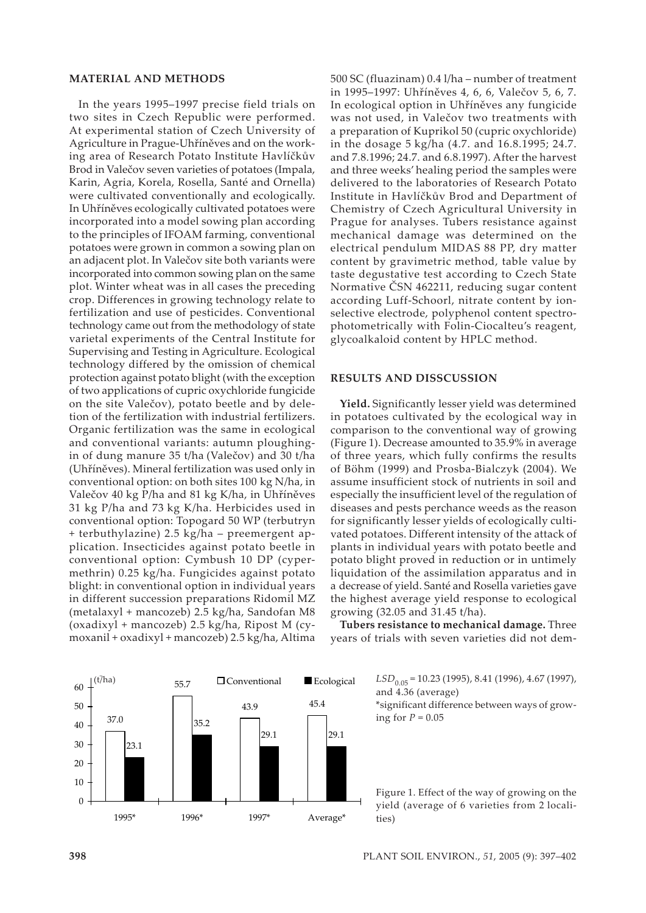## MATERIAL AND METHODS

In the years 1995–1997 precise field trials on two sites in Czech Republic were performed. At experimental station of Czech University of Agriculture in Prague-Uhříněves and on the working area of Research Potato Institute Havlíčkův Brod in Valečov seven varieties of potatoes (Impala, Karin, Agria, Korela, Rosella, Santé and Ornella) were cultivated conventionally and ecologically. In Uhříněves ecologically cultivated potatoes were incorporated into a model sowing plan according to the principles of IFOAM farming, conventional potatoes were grown in common a sowing plan on an adjacent plot. In Valečov site both variants were incorporated into common sowing plan on the same plot. Winter wheat was in all cases the preceding crop. Differences in growing technology relate to fertilization and use of pesticides. Conventional technology came out from the methodology of state varietal experiments of the Central Institute for Supervising and Testing in Agriculture. Ecological technology differed by the omission of chemical protection against potato blight (with the exception of two applications of cupric oxychloride fungicide on the site Valečov), potato beetle and by deletion of the fertilization with industrial fertilizers. Organic fertilization was the same in ecological and conventional variants: autumn ploughing-in of dung manure 35 t/ha (Valečov) and 30 t/ha (Uhříněves). Mineral fertilization was used only in conventional option: on both sites 100 kg N/ha, in Valečov 40 kg P/ha and 81 kg K/ha, in Uhříněves 31 kg P/ha and 73 kg K/ha. Herbicides used in conventional option: Topogard 50 WP (terbutryn + terbuthylazine) 2.5 kg/ha – preemergent application. Insecticides against potato beetle in conventional option: Cymbush 10 DP (cypermethrin) 0.25 kg/ha. Fungicides against potato blight: in conventional option in individual years in different succession preparations Ridomil MZ (metalaxyl + mancozeb) 2.5 kg/ha, Sandofan M8 (oxadixyl + mancozeb) 2.5 kg/ha, Ripost M (cymoxanil + oxadixyl + mancozeb) 2.5 kg/ha, Altima 500 SC (fluazinam) 0.4 l/ha – number of treatment in 1995–1997: Uhříněves 4, 6, 6, Valečov 5, 6, 7. In ecological option in Uhříněves any fungicide was not used, in Valečov two treatments with a preparation of Kuprikol 50 (cupric oxychloride) in the dosage 5 kg/ha (4.7. and 16.8.1995; 24.7. and 7.8.1996; 24.7. and 6.8.1997). After the harvest and three weeks' healing period the samples were delivered to the laboratories of Research Potato Institute in Havlíčkův Brod and Department of Chemistry of Czech Agricultural University in Prague for analyses. Tubers resistance against mechanical damage was determined on the electrical pendulum MIDAS 88 PP, dry matter content by gravimetric method, table value by taste degustative test according to Czech State Normative ČSN 462211, reducing sugar content according Luff-Schoorl, nitrate content by ion-selective electrode, polyphenol content spectrophotometrically with Folin-Ciocalteu's reagent, glycoalkaloid content by HPLC method.

## RESULTS AND DISSCUSSION

**Yield.** Significantly lesser yield was determined in potatoes cultivated by the ecological way in comparison to the conventional way of growing (Figure 1). Decrease amounted to 35.9% in average of three years, which fully confirms the results of Böhm (1999) and Prosba-Bialczyk (2004). We assume insufficient stock of nutrients in soil and especially the insufficient level of the regulation of diseases and pests perchance weeds as the reason for significantly lesser yields of ecologically cultivated potatoes. Different intensity of the attack of plants in individual years with potato beetle and potato blight proved in reduction or in untimely liquidation of the assimilation apparatus and in a decrease of yield. Santé and Rosella varieties gave the highest average yield response to ecological growing (32.05 and 31.45 t/ha).

**Tubers resistance to mechanical damage.** Three years of trials with seven varieties did not dem-

| (t/ha) | 1995* | 1996* | 1997* | Average* |
|---|---|---|---|---|
| Conventional | 37.0 | 55.7 | 43.9 | 45.4 |
| Ecological | 23.1 | 35.2 | 29.1 | 29.1 |

$LSD_{0.05}$ = 10.23 (1995), 8.41 (1996), 4.67 (1997), and 4.36 (average)

*significant difference between ways of growing for $P$ = 0.05

Figure 1. Effect of the way of growing on the yield (average of 6 varieties from 2 localities)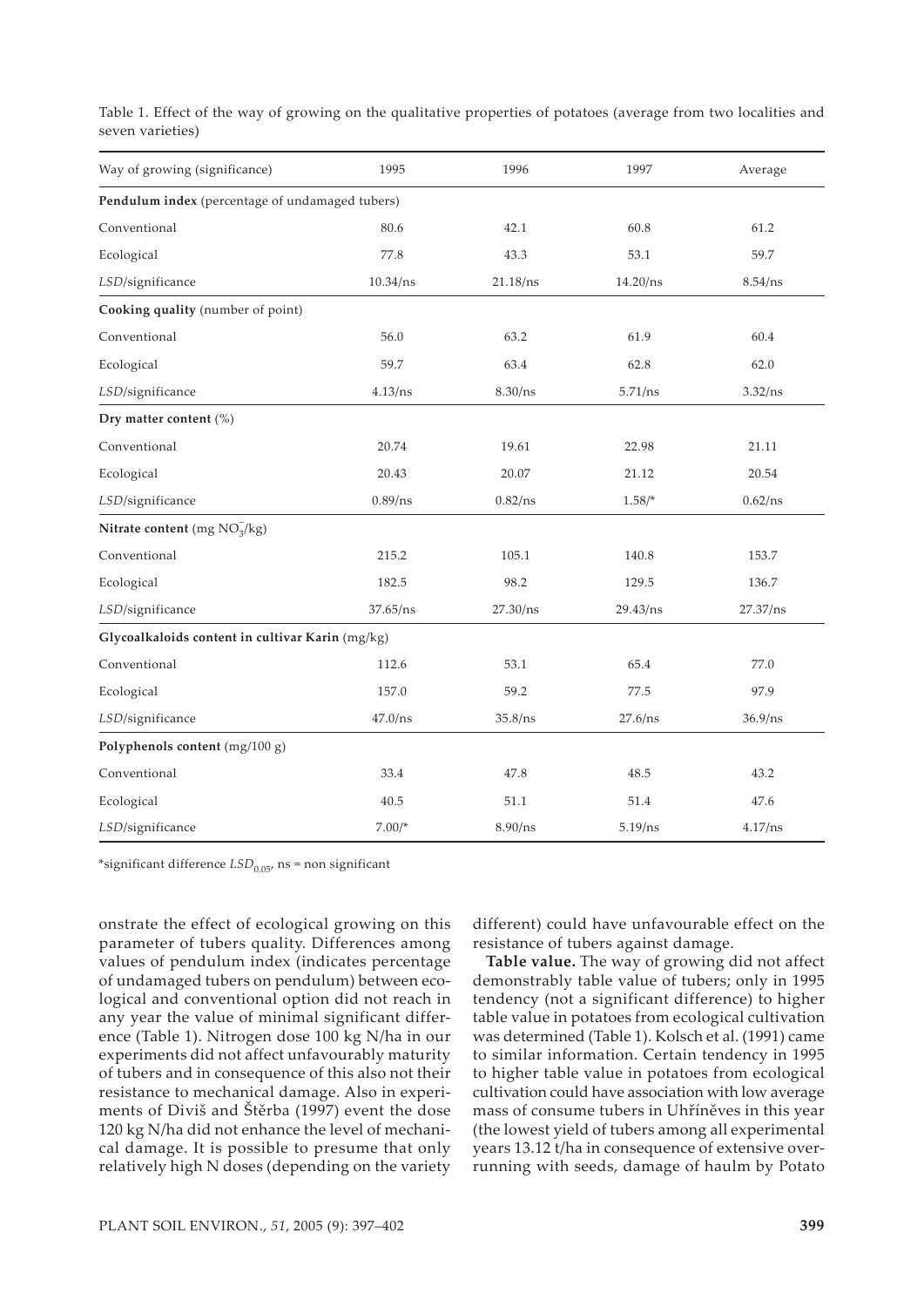Table 1. Effect of the way of growing on the qualitative properties of potatoes (average from two localities and seven varieties)

| Way of growing (significance) | 1995 | 1996 | 1997 | Average |
|---|---|---|---|---|
| **Pendulum index** (percentage of undamaged tubers) | | | | |
| Conventional | 80.6 | 42.1 | 60.8 | 61.2 |
| Ecological | 77.8 | 43.3 | 53.1 | 59.7 |
| *LSD*/significance | 10.34/ns | 21.18/ns | 14.20/ns | 8.54/ns |
| **Cooking quality** (number of point) | | | | |
| Conventional | 56.0 | 63.2 | 61.9 | 60.4 |
| Ecological | 59.7 | 63.4 | 62.8 | 62.0 |
| *LSD*/significance | 4.13/ns | 8.30/ns | 5.71/ns | 3.32/ns |
| **Dry matter content** (%) | | | | |
| Conventional | 20.74 | 19.61 | 22.98 | 21.11 |
| Ecological | 20.43 | 20.07 | 21.12 | 20.54 |
| *LSD*/significance | 0.89/ns | 0.82/ns | 1.58/* | 0.62/ns |
| **Nitrate content** (mg $NO_3^-$/kg) | | | | |
| Conventional | 215.2 | 105.1 | 140.8 | 153.7 |
| Ecological | 182.5 | 98.2 | 129.5 | 136.7 |
| *LSD*/significance | 37.65/ns | 27.30/ns | 29.43/ns | 27.37/ns |
| **Glycoalkaloids content in cultivar Karin** (mg/kg) | | | | |
| Conventional | 112.6 | 53.1 | 65.4 | 77.0 |
| Ecological | 157.0 | 59.2 | 77.5 | 97.9 |
| *LSD*/significance | 47.0/ns | 35.8/ns | 27.6/ns | 36.9/ns |
| **Polyphenols content** (mg/100 g) | | | | |
| Conventional | 33.4 | 47.8 | 48.5 | 43.2 |
| Ecological | 40.5 | 51.1 | 51.4 | 47.6 |
| *LSD*/significance | 7.00/* | 8.90/ns | 5.19/ns | 4.17/ns |

*significant difference $LSD_{0.05}$, ns = non significant

onstrate the effect of ecological growing on this parameter of tubers quality. Differences among values of pendulum index (indicates percentage of undamaged tubers on pendulum) between ecological and conventional option did not reach in any year the value of minimal significant difference (Table 1). Nitrogen dose 100 kg N/ha in our experiments did not affect unfavourably maturity of tubers and in consequence of this also not their resistance to mechanical damage. Also in experiments of Diviš and Štěrba (1997) event the dose 120 kg N/ha did not enhance the level of mechanical damage. It is possible to presume that only relatively high N doses (depending on the variety different) could have unfavourable effect on the resistance of tubers against damage.

**Table value.** The way of growing did not affect demonstrably table value of tubers; only in 1995 tendency (not a significant difference) to higher table value in potatoes from ecological cultivation was determined (Table 1). Kolsch et al. (1991) came to similar information. Certain tendency in 1995 to higher table value in potatoes from ecological cultivation could have association with low average mass of consume tubers in Uhříněves in this year (the lowest yield of tubers among all experimental years 13.12 t/ha in consequence of extensive overrunning with seeds, damage of haulm by Potato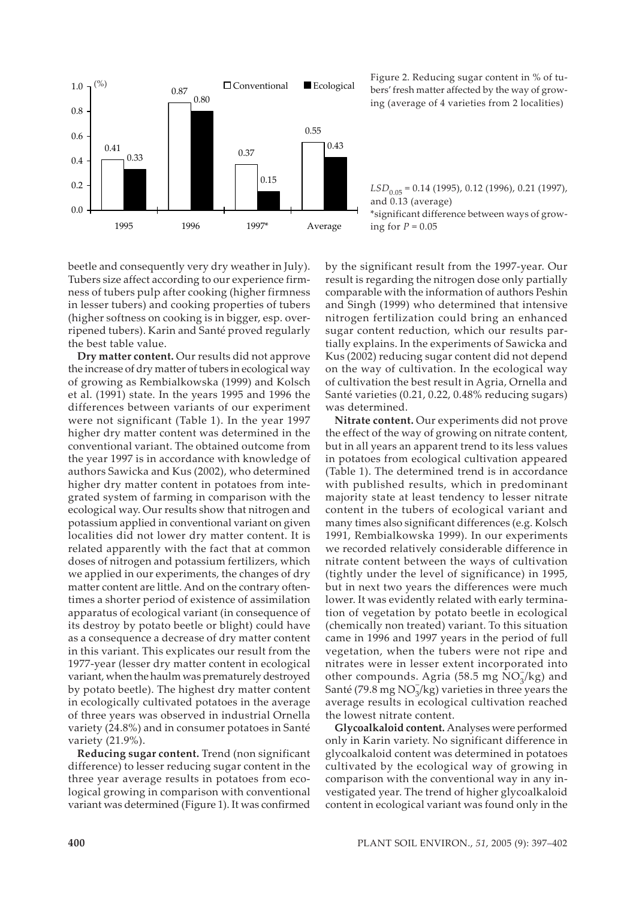Figure 2. Reducing sugar content in % of tubers' fresh matter affected by the way of growing (average of 4 varieties from 2 localities)

$LSD_{0.05}$ = 0.14 (1995), 0.12 (1996), 0.21 (1997), and 0.13 (average)
*significant difference between ways of growing for $P$ = 0.05

beetle and consequently very dry weather in July). Tubers size affect according to our experience firmness of tubers pulp after cooking (higher firmness in lesser tubers) and cooking properties of tubers (higher softness on cooking is in bigger, esp. overripened tubers). Karin and Santé proved regularly the best table value.

**Dry matter content.** Our results did not approve the increase of dry matter of tubers in ecological way of growing as Rembialkowska (1999) and Kolsch et al. (1991) state. In the years 1995 and 1996 the differences between variants of our experiment were not significant (Table 1). In the year 1997 higher dry matter content was determined in the conventional variant. The obtained outcome from the year 1997 is in accordance with knowledge of authors Sawicka and Kus (2002), who determined higher dry matter content in potatoes from integrated system of farming in comparison with the ecological way. Our results show that nitrogen and potassium applied in conventional variant on given localities did not lower dry matter content. It is related apparently with the fact that at common doses of nitrogen and potassium fertilizers, which we applied in our experiments, the changes of dry matter content are little. And on the contrary oftentimes a shorter period of existence of assimilation apparatus of ecological variant (in consequence of its destroy by potato beetle or blight) could have as a consequence a decrease of dry matter content in this variant. This explicates our result from the 1977-year (lesser dry matter content in ecological variant, when the haulm was prematurely destroyed by potato beetle). The highest dry matter content in ecologically cultivated potatoes in the average of three years was observed in industrial Ornella variety (24.8%) and in consumer potatoes in Santé variety (21.9%).

**Reducing sugar content.** Trend (non significant difference) to lesser reducing sugar content in the three year average results in potatoes from ecological growing in comparison with conventional variant was determined (Figure 1). It was confirmed by the significant result from the 1997-year. Our result is regarding the nitrogen dose only partially comparable with the information of authors Peshin and Singh (1999) who determined that intensive nitrogen fertilization could bring an enhanced sugar content reduction, which our results partially explains. In the experiments of Sawicka and Kus (2002) reducing sugar content did not depend on the way of cultivation. In the ecological way of cultivation the best result in Agria, Ornella and Santé varieties (0.21, 0.22, 0.48% reducing sugars) was determined.

**Nitrate content.** Our experiments did not prove the effect of the way of growing on nitrate content, but in all years an apparent trend to its less values in potatoes from ecological cultivation appeared (Table 1). The determined trend is in accordance with published results, which in predominant majority state at least tendency to lesser nitrate content in the tubers of ecological variant and many times also significant differences (e.g. Kolsch 1991, Rembialkowska 1999). In our experiments we recorded relatively considerable difference in nitrate content between the ways of cultivation (tightly under the level of significance) in 1995, but in next two years the differences were much lower. It was evidently related with early termination of vegetation by potato beetle in ecological (chemically non treated) variant. To this situation came in 1996 and 1997 years in the period of full vegetation, when the tubers were not ripe and nitrates were in lesser extent incorporated into other compounds. Agria (58.5 mg $NO_3^-$/kg) and Santé (79.8 mg $NO_3^-$/kg) varieties in three years the average results in ecological cultivation reached the lowest nitrate content.

**Glycoalkaloid content.** Analyses were performed only in Karin variety. No significant difference in glycoalkaloid content was determined in potatoes cultivated by the ecological way of growing in comparison with the conventional way in any investigated year. The trend of higher glycoalkaloid content in ecological variant was found only in the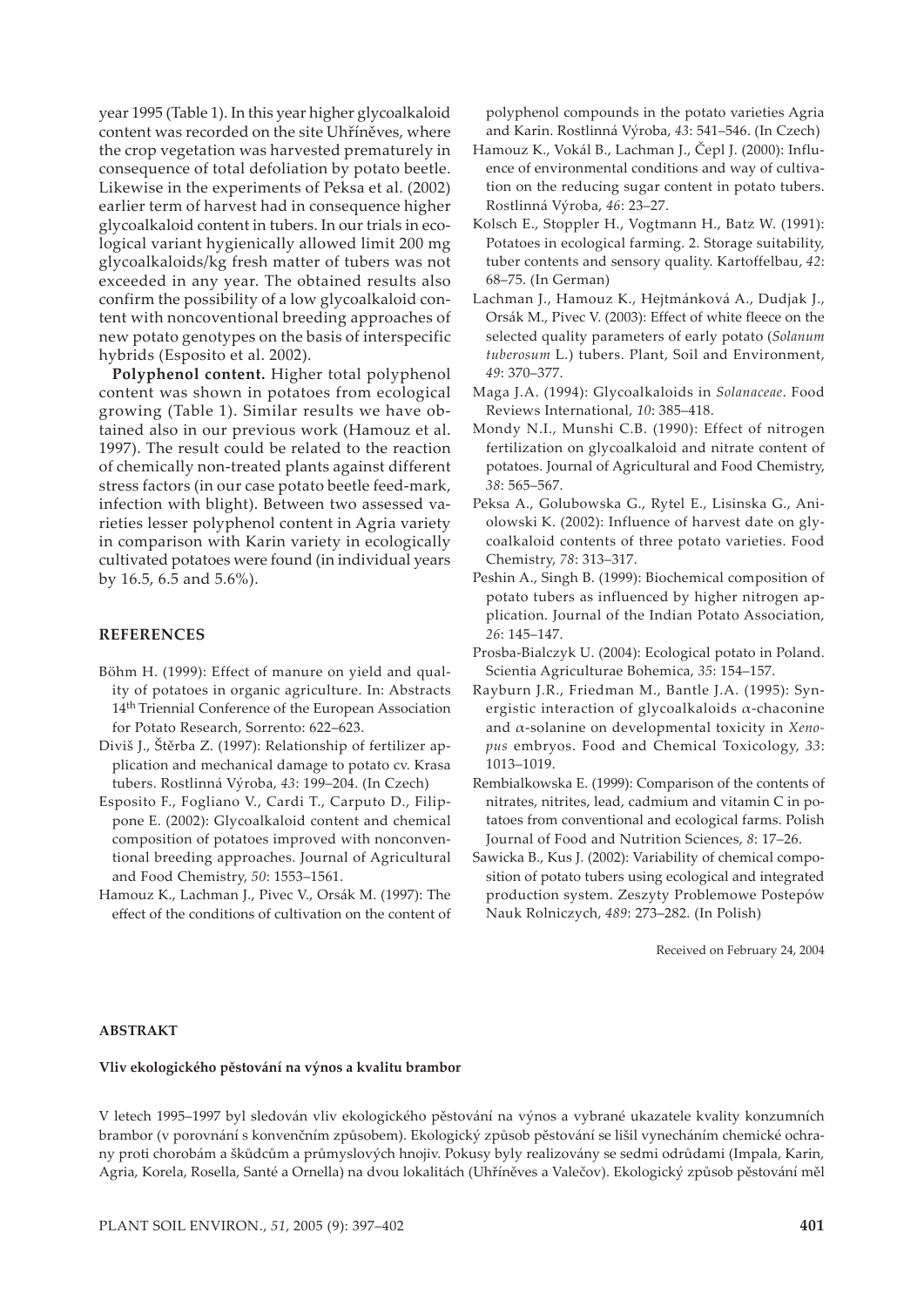year 1995 (Table 1). In this year higher glycoalkaloid content was recorded on the site Uhříněves, where the crop vegetation was harvested prematurely in consequence of total defoliation by potato beetle. Likewise in the experiments of Peksa et al. (2002) earlier term of harvest had in consequence higher glycoalkaloid content in tubers. In our trials in ecological variant hygienically allowed limit 200 mg glycoalkaloids/kg fresh matter of tubers was not exceeded in any year. The obtained results also confirm the possibility of a low glycoalkaloid content with noncoventional breeding approaches of new potato genotypes on the basis of interspecific hybrids (Esposito et al. 2002).

**Polyphenol content.** Higher total polyphenol content was shown in potatoes from ecological growing (Table 1). Similar results we have obtained also in our previous work (Hamouz et al. 1997). The result could be related to the reaction of chemically non-treated plants against different stress factors (in our case potato beetle feed-mark, infection with blight). Between two assessed varieties lesser polyphenol content in Agria variety in comparison with Karin variety in ecologically cultivated potatoes were found (in individual years by 16.5, 6.5 and 5.6%).

## REFERENCES

Böhm H. (1999): Effect of manure on yield and quality of potatoes in organic agriculture. In: Abstracts 14th Triennial Conference of the European Association for Potato Research, Sorrento: 622–623.

Diviš J., Štěrba Z. (1997): Relationship of fertilizer application and mechanical damage to potato cv. Krasa tubers. Rostlinná Výroba, *43*: 199–204. (In Czech)

Esposito F., Fogliano V., Cardi T., Carputo D., Filippone E. (2002): Glycoalkaloid content and chemical composition of potatoes improved with nonconventional breeding approaches. Journal of Agricultural and Food Chemistry, *50*: 1553–1561.

Hamouz K., Lachman J., Pivec V., Orsák M. (1997): The effect of the conditions of cultivation on the content of polyphenol compounds in the potato varieties Agria and Karin. Rostlinná Výroba, *43*: 541–546. (In Czech)

Hamouz K., Vokál B., Lachman J., Čepl J. (2000): Influence of environmental conditions and way of cultivation on the reducing sugar content in potato tubers. Rostlinná Výroba, *46*: 23–27.

Kolsch E., Stoppler H., Vogtmann H., Batz W. (1991): Potatoes in ecological farming. 2. Storage suitability, tuber contents and sensory quality. Kartoffelbau, *42*: 68–75. (In German)

Lachman J., Hamouz K., Hejtmánková A., Dudjak J., Orsák M., Pivec V. (2003): Effect of white fleece on the selected quality parameters of early potato (*Solanum tuberosum* L.) tubers. Plant, Soil and Environment, *49*: 370–377.

Maga J.A. (1994): Glycoalkaloids in *Solanaceae*. Food Reviews International, *10*: 385–418.

Mondy N.I., Munshi C.B. (1990): Effect of nitrogen fertilization on glycoalkaloid and nitrate content of potatoes. Journal of Agricultural and Food Chemistry, *38*: 565–567.

Peksa A., Golubowska G., Rytel E., Lisinska G., Aniolowski K. (2002): Influence of harvest date on glycoalkaloid contents of three potato varieties. Food Chemistry, *78*: 313–317.

Peshin A., Singh B. (1999): Biochemical composition of potato tubers as influenced by higher nitrogen application. Journal of the Indian Potato Association, *26*: 145–147.

Prosba-Bialczyk U. (2004): Ecological potato in Poland. Scientia Agriculturae Bohemica, *35*: 154–157.

Rayburn J.R., Friedman M., Bantle J.A. (1995): Synergistic interaction of glycoalkaloids $\alpha$-chaconine and $\alpha$-solanine on developmental toxicity in *Xenopus* embryos. Food and Chemical Toxicology, *33*: 1013–1019.

Rembialkowska E. (1999): Comparison of the contents of nitrates, nitrites, lead, cadmium and vitamin C in potatoes from conventional and ecological farms. Polish Journal of Food and Nutrition Sciences, *8*: 17–26.

Sawicka B., Kus J. (2002): Variability of chemical composition of potato tubers using ecological and integrated production system. Zeszyty Problemowe Postepów Nauk Rolniczych, *489*: 273–282. (In Polish)

Received on February 24, 2004

## ABSTRAKT

**Vliv ekologického pěstování na výnos a kvalitu brambor**

V letech 1995–1997 byl sledován vliv ekologického pěstování na výnos a vybrané ukazatele kvality konzumních brambor (v porovnání s konvenčním způsobem). Ekologický způsob pěstování se lišil vynecháním chemické ochrany proti chorobám a škůdcům a průmyslových hnojiv. Pokusy byly realizovány se sedmi odrůdami (Impala, Karin, Agria, Korela, Rosella, Santé a Ornella) na dvou lokalitách (Uhříněves a Valečov). Ekologický způsob pěstování měl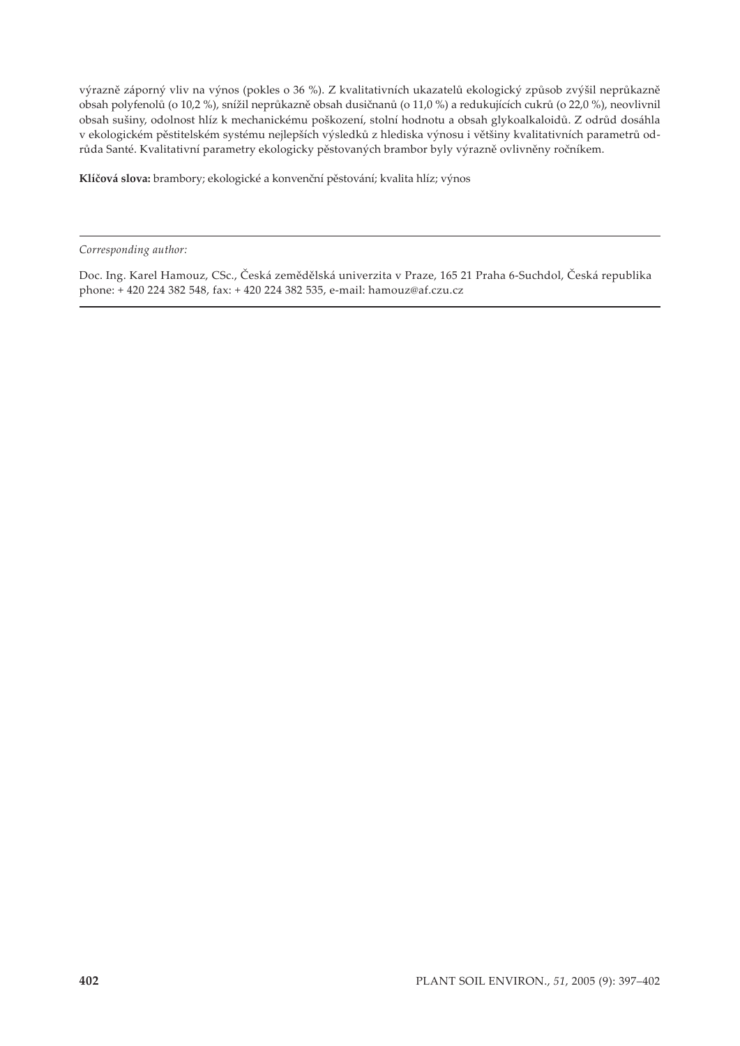výrazně záporný vliv na výnos (pokles o 36 %). Z kvalitativních ukazatelů ekologický způsob zvýšil neprůkazně obsah polyfenolů (o 10,2 %), snížil neprůkazně obsah dusičnanů (o 11,0 %) a redukujících cukrů (o 22,0 %), neovlivnil obsah sušiny, odolnost hlíz k mechanickému poškození, stolní hodnotu a obsah glykoalkaloidů. Z odrůd dosáhla v ekologickém pěstitelském systému nejlepších výsledků z hlediska výnosu i většiny kvalitativních parametrů odrůda Santé. Kvalitativní parametry ekologicky pěstovaných brambor byly výrazně ovlivněny ročníkem.

**Klíčová slova:** brambory; ekologické a konvenční pěstování; kvalita hlíz; výnos

---

*Corresponding author:*

Doc. Ing. Karel Hamouz, CSc., Česká zemědělská univerzita v Praze, 165 21 Praha 6-Suchdol, Česká republika
phone: + 420 224 382 548, fax: + 420 224 382 535, e-mail: hamouz@af.czu.cz